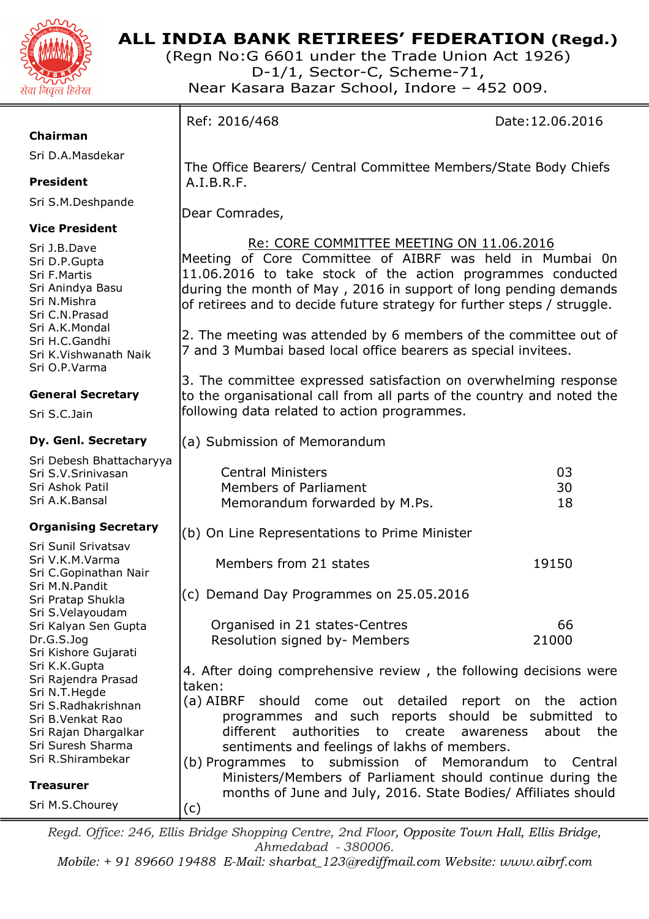# ALL INDIA BANK RETIREES' FEDERATION (Regd.)

(Regn No:G 6601 under the Trade Union Act 1926)
D-1/1, Sector-C, Scheme-71,
Near Kasara Bazar School, Indore – 452 009.

**Chairman**
Sri D.A.Masdekar

**President**
Sri S.M.Deshpande

**Vice President**
Sri J.B.Dave
Sri D.P.Gupta
Sri F.Martis
Sri Anindya Basu
Sri N.Mishra
Sri C.N.Prasad
Sri A.K.Mondal
Sri H.C.Gandhi
Sri K.Vishwanath Naik
Sri O.P.Varma

**General Secretary**
Sri S.C.Jain

**Dy. Genl. Secretary**
Sri Debesh Bhattacharyya
Sri S.V.Srinivasan
Sri Ashok Patil
Sri A.K.Bansal

**Organising Secretary**
Sri Sunil Srivatsav
Sri V.K.M.Varma
Sri C.Gopinathan Nair
Sri M.N.Pandit
Sri Pratap Shukla
Sri S.Velayoudam
Sri Kalyan Sen Gupta
Dr.G.S.Jog
Sri Kishore Gujarati
Sri K.K.Gupta
Sri Rajendra Prasad
Sri N.T.Hegde
Sri S.Radhakrishnan
Sri B.Venkat Rao
Sri Rajan Dhargalkar
Sri Suresh Sharma
Sri R.Shirambekar

**Treasurer**
Sri M.S.Chourey

---

Ref: 2016/468 Date:12.06.2016

The Office Bearers/ Central Committee Members/State Body Chiefs
A.I.B.R.F.

Dear Comrades,

<u>Re: CORE COMMITTEE MEETING ON 11.06.2016</u>

Meeting of Core Committee of AIBRF was held in Mumbai 0n 11.06.2016 to take stock of the action programmes conducted during the month of May , 2016 in support of long pending demands of retirees and to decide future strategy for further steps / struggle.

2. The meeting was attended by 6 members of the committee out of 7 and 3 Mumbai based local office bearers as special invitees.

3. The committee expressed satisfaction on overwhelming response to the organisational call from all parts of the country and noted the following data related to action programmes.

(a) Submission of Memorandum

| | |
|---|---|
| Central Ministers | 03 |
| Members of Parliament | 30 |
| Memorandum forwarded by M.Ps. | 18 |

(b) On Line Representations to Prime Minister

| | |
|---|---|
| Members from 21 states | 19150 |

(c) Demand Day Programmes on 25.05.2016

| | |
|---|---|
| Organised in 21 states-Centres | 66 |
| Resolution signed by- Members | 21000 |

4. After doing comprehensive review , the following decisions were taken:

(a) AIBRF should come out detailed report on the action programmes and such reports should be submitted to different authorities to create awareness about the sentiments and feelings of lakhs of members.

(b) Programmes to submission of Memorandum to Central Ministers/Members of Parliament should continue during the months of June and July, 2016. State Bodies/ Affiliates should

(c)

---

*Regd. Office: 246, Ellis Bridge Shopping Centre, 2nd Floor, Opposite Town Hall, Ellis Bridge, Ahmedabad - 380006.*
*Mobile: + 91 89660 19488 E-Mail: sharbat_123@rediffmail.com Website: www.aibrf.com*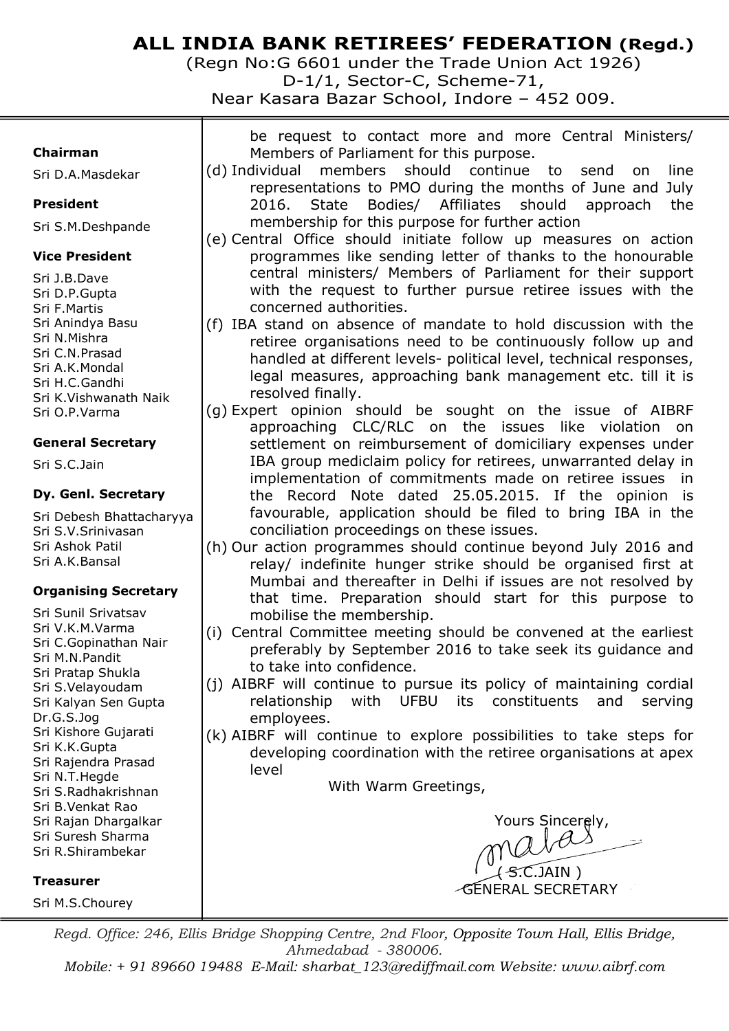# ALL INDIA BANK RETIREES' FEDERATION (Regd.)

(Regn No:G 6601 under the Trade Union Act 1926)
D-1/1, Sector-C, Scheme-71,
Near Kasara Bazar School, Indore – 452 009.

**Chairman**
Sri D.A.Masdekar

**President**
Sri S.M.Deshpande

**Vice President**
Sri J.B.Dave
Sri D.P.Gupta
Sri F.Martis
Sri Anindya Basu
Sri N.Mishra
Sri C.N.Prasad
Sri A.K.Mondal
Sri H.C.Gandhi
Sri K.Vishwanath Naik
Sri O.P.Varma

**General Secretary**
Sri S.C.Jain

**Dy. Genl. Secretary**
Sri Debesh Bhattacharyya
Sri S.V.Srinivasan
Sri Ashok Patil
Sri A.K.Bansal

**Organising Secretary**
Sri Sunil Srivatsav
Sri V.K.M.Varma
Sri C.Gopinathan Nair
Sri M.N.Pandit
Sri Pratap Shukla
Sri S.Velayoudam
Sri Kalyan Sen Gupta
Dr.G.S.Jog
Sri Kishore Gujarati
Sri K.K.Gupta
Sri Rajendra Prasad
Sri N.T.Hegde
Sri S.Radhakrishnan
Sri B.Venkat Rao
Sri Rajan Dhargalkar
Sri Suresh Sharma
Sri R.Shirambekar

**Treasurer**
Sri M.S.Chourey

be request to contact more and more Central Ministers/ Members of Parliament for this purpose.

(d) Individual members should continue to send on line representations to PMO during the months of June and July 2016. State Bodies/ Affiliates should approach the membership for this purpose for further action

(e) Central Office should initiate follow up measures on action programmes like sending letter of thanks to the honourable central ministers/ Members of Parliament for their support with the request to further pursue retiree issues with the concerned authorities.

(f) IBA stand on absence of mandate to hold discussion with the retiree organisations need to be continuously follow up and handled at different levels- political level, technical responses, legal measures, approaching bank management etc. till it is resolved finally.

(g) Expert opinion should be sought on the issue of AIBRF approaching CLC/RLC on the issues like violation on settlement on reimbursement of domiciliary expenses under IBA group mediclaim policy for retirees, unwarranted delay in implementation of commitments made on retiree issues in the Record Note dated 25.05.2015. If the opinion is favourable, application should be filed to bring IBA in the conciliation proceedings on these issues.

(h) Our action programmes should continue beyond July 2016 and relay/ indefinite hunger strike should be organised first at Mumbai and thereafter in Delhi if issues are not resolved by that time. Preparation should start for this purpose to mobilise the membership.

(i) Central Committee meeting should be convened at the earliest preferably by September 2016 to take seek its guidance and to take into confidence.

(j) AIBRF will continue to pursue its policy of maintaining cordial relationship with UFBU its constituents and serving employees.

(k) AIBRF will continue to explore possibilities to take steps for developing coordination with the retiree organisations at apex level

With Warm Greetings,

Yours Sincerely,

( S.C.JAIN )
GENERAL SECRETARY

*Regd. Office: 246, Ellis Bridge Shopping Centre, 2nd Floor, Opposite Town Hall, Ellis Bridge, Ahmedabad - 380006.*
*Mobile: + 91 89660 19488 E-Mail: sharbat_123@rediffmail.com Website: www.aibrf.com*